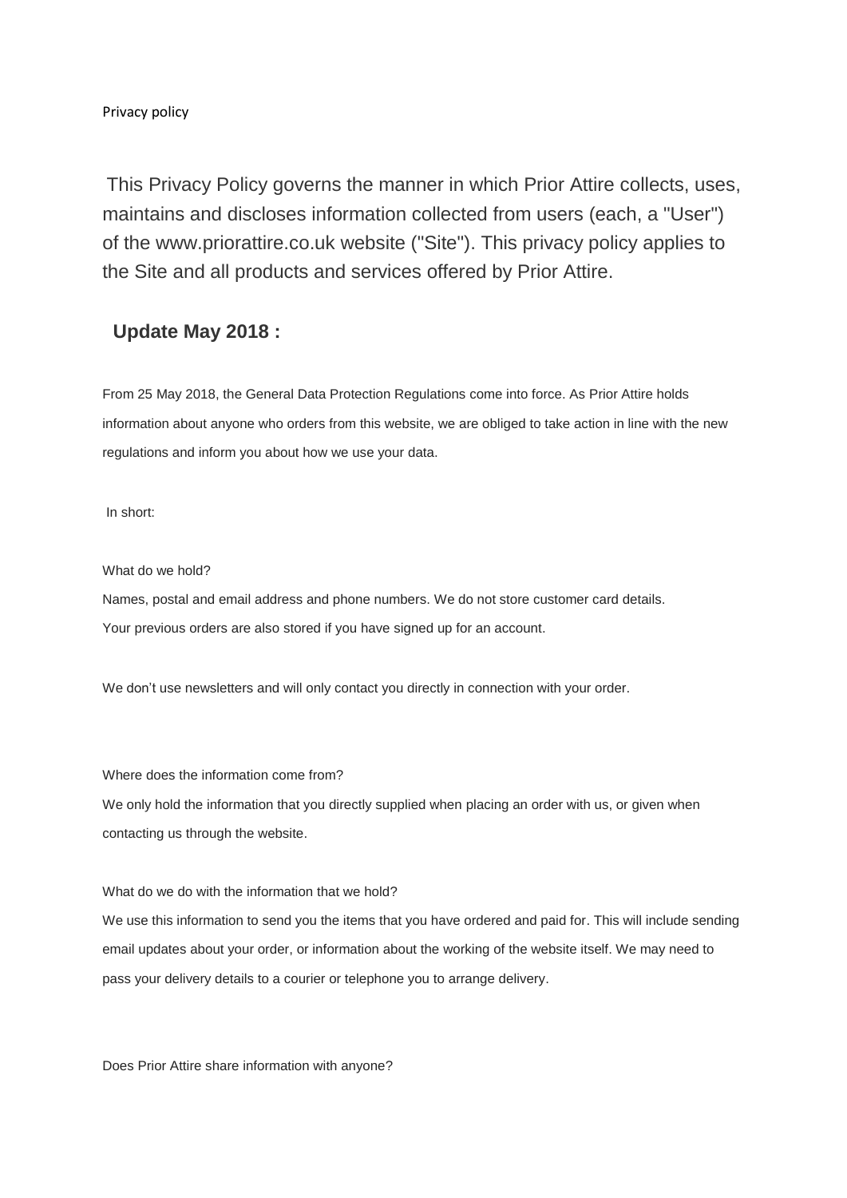Privacy policy

This Privacy Policy governs the manner in which Prior Attire collects, uses, maintains and discloses information collected from users (each, a "User") of the www.priorattire.co.uk website ("Site"). This privacy policy applies to the Site and all products and services offered by Prior Attire.

## Update May 2018 :

From 25 May 2018, the General Data Protection Regulations come into force. As Prior Attire holds information about anyone who orders from this website, we are obliged to take action in line with the new regulations and inform you about how we use your data.

In short:

What do we hold?

Names, postal and email address and phone numbers. We do not store customer card details.

Your previous orders are also stored if you have signed up for an account.

We don't use newsletters and will only contact you directly in connection with your order.

Where does the information come from?

We only hold the information that you directly supplied when placing an order with us, or given when contacting us through the website.

What do we do with the information that we hold?

We use this information to send you the items that you have ordered and paid for. This will include sending email updates about your order, or information about the working of the website itself. We may need to pass your delivery details to a courier or telephone you to arrange delivery.

Does Prior Attire share information with anyone?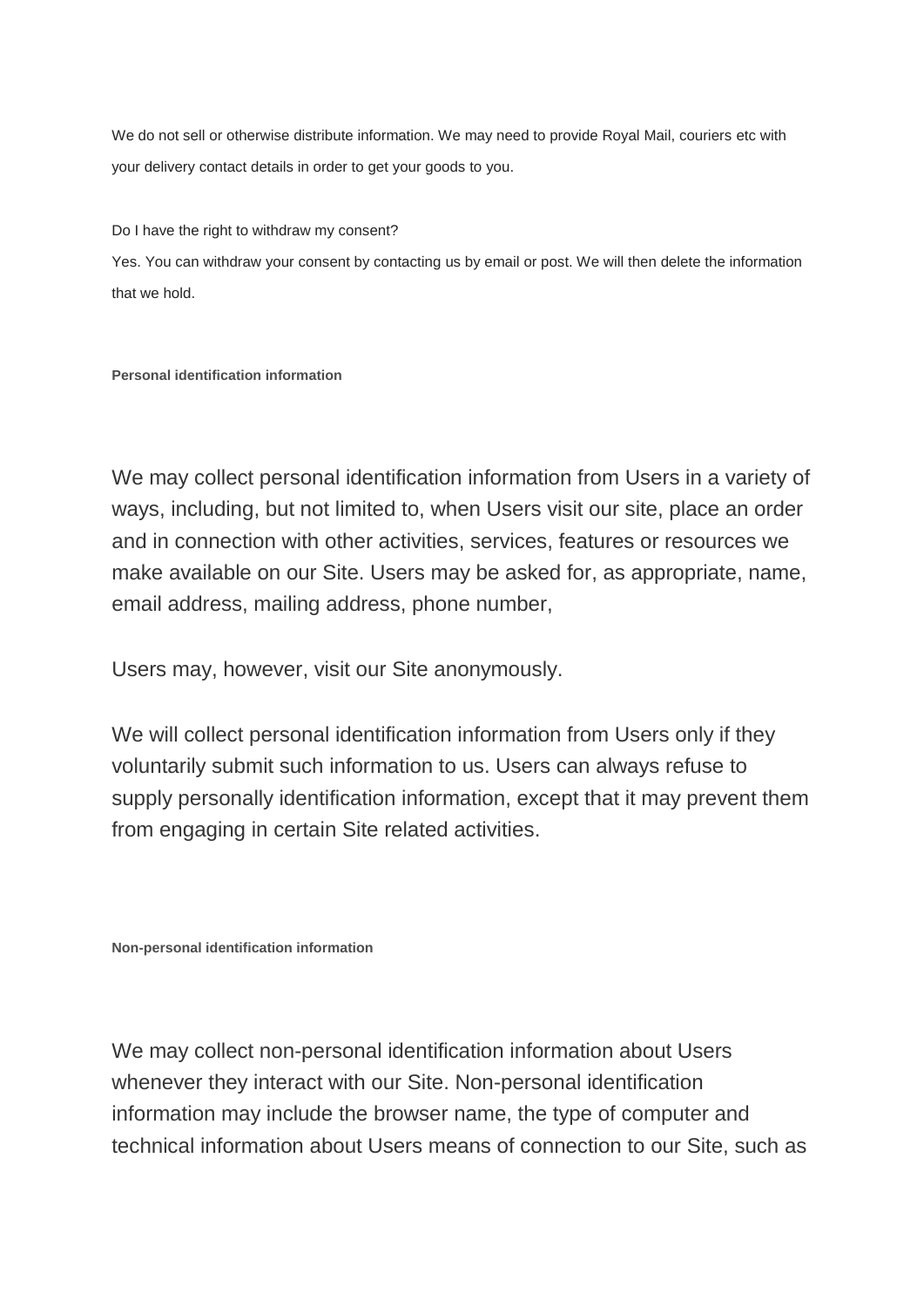We do not sell or otherwise distribute information. We may need to provide Royal Mail, couriers etc with your delivery contact details in order to get your goods to you.

Do I have the right to withdraw my consent?

Yes. You can withdraw your consent by contacting us by email or post. We will then delete the information that we hold.

**Personal identification information**

We may collect personal identification information from Users in a variety of ways, including, but not limited to, when Users visit our site, place an order and in connection with other activities, services, features or resources we make available on our Site. Users may be asked for, as appropriate, name, email address, mailing address, phone number,

Users may, however, visit our Site anonymously.

We will collect personal identification information from Users only if they voluntarily submit such information to us. Users can always refuse to supply personally identification information, except that it may prevent them from engaging in certain Site related activities.

**Non-personal identification information**

We may collect non-personal identification information about Users whenever they interact with our Site. Non-personal identification information may include the browser name, the type of computer and technical information about Users means of connection to our Site, such as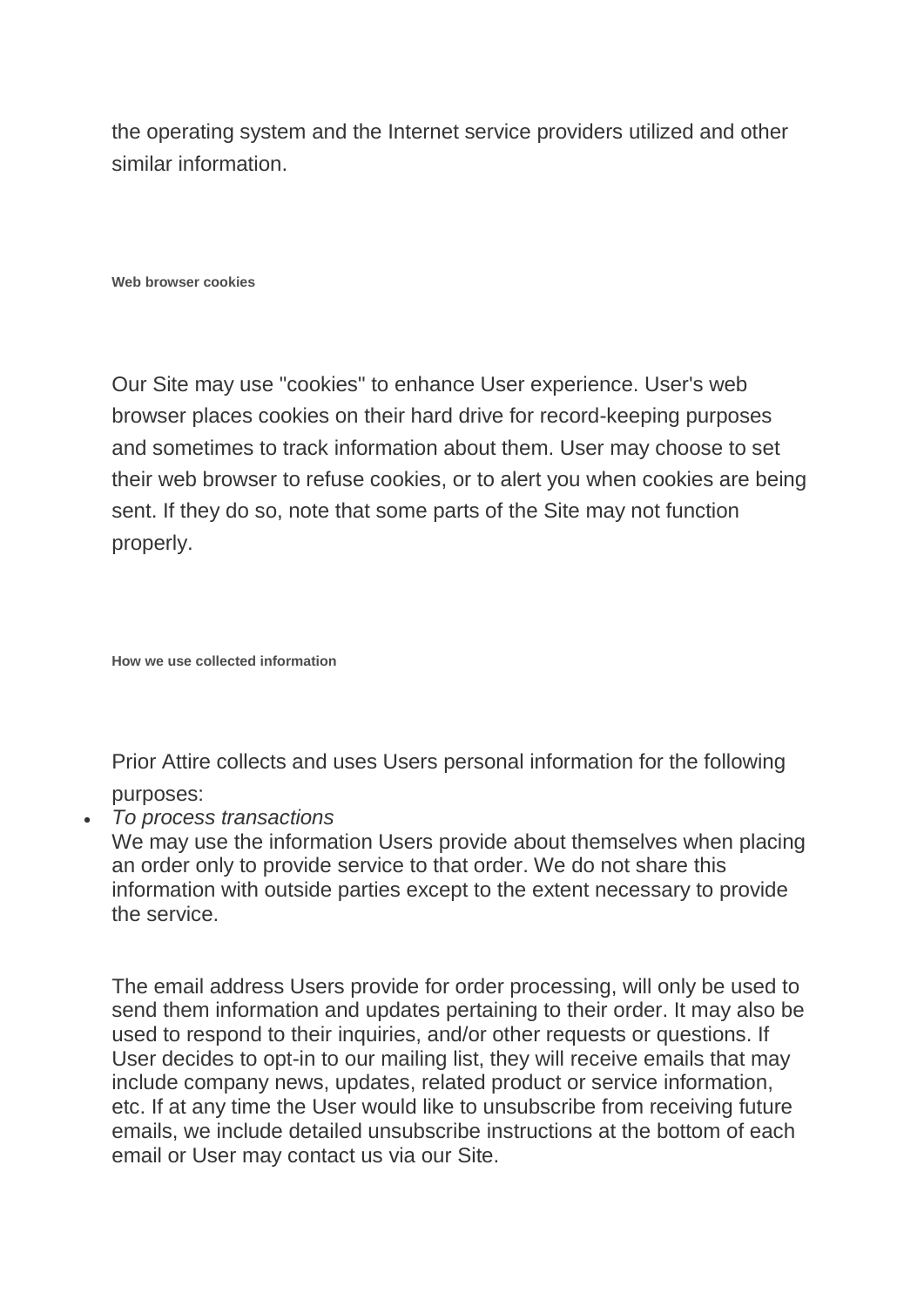the operating system and the Internet service providers utilized and other similar information.

#### Web browser cookies

Our Site may use "cookies" to enhance User experience. User's web browser places cookies on their hard drive for record-keeping purposes and sometimes to track information about them. User may choose to set their web browser to refuse cookies, or to alert you when cookies are being sent. If they do so, note that some parts of the Site may not function properly.

#### How we use collected information

Prior Attire collects and uses Users personal information for the following purposes:

- *To process transactions*
  We may use the information Users provide about themselves when placing an order only to provide service to that order. We do not share this information with outside parties except to the extent necessary to provide the service.

  The email address Users provide for order processing, will only be used to send them information and updates pertaining to their order. It may also be used to respond to their inquiries, and/or other requests or questions. If User decides to opt-in to our mailing list, they will receive emails that may include company news, updates, related product or service information, etc. If at any time the User would like to unsubscribe from receiving future emails, we include detailed unsubscribe instructions at the bottom of each email or User may contact us via our Site.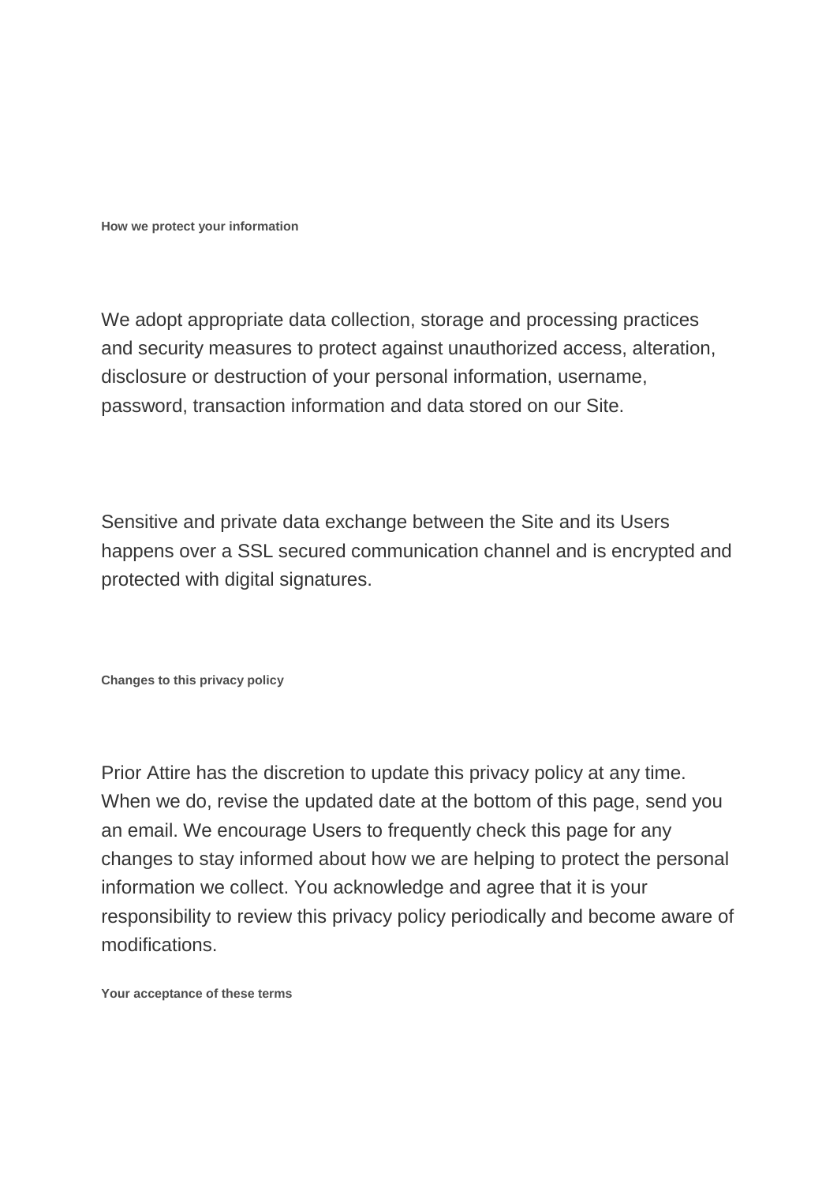**How we protect your information**

We adopt appropriate data collection, storage and processing practices and security measures to protect against unauthorized access, alteration, disclosure or destruction of your personal information, username, password, transaction information and data stored on our Site.

Sensitive and private data exchange between the Site and its Users happens over a SSL secured communication channel and is encrypted and protected with digital signatures.

**Changes to this privacy policy**

Prior Attire has the discretion to update this privacy policy at any time. When we do, revise the updated date at the bottom of this page, send you an email. We encourage Users to frequently check this page for any changes to stay informed about how we are helping to protect the personal information we collect. You acknowledge and agree that it is your responsibility to review this privacy policy periodically and become aware of modifications.

**Your acceptance of these terms**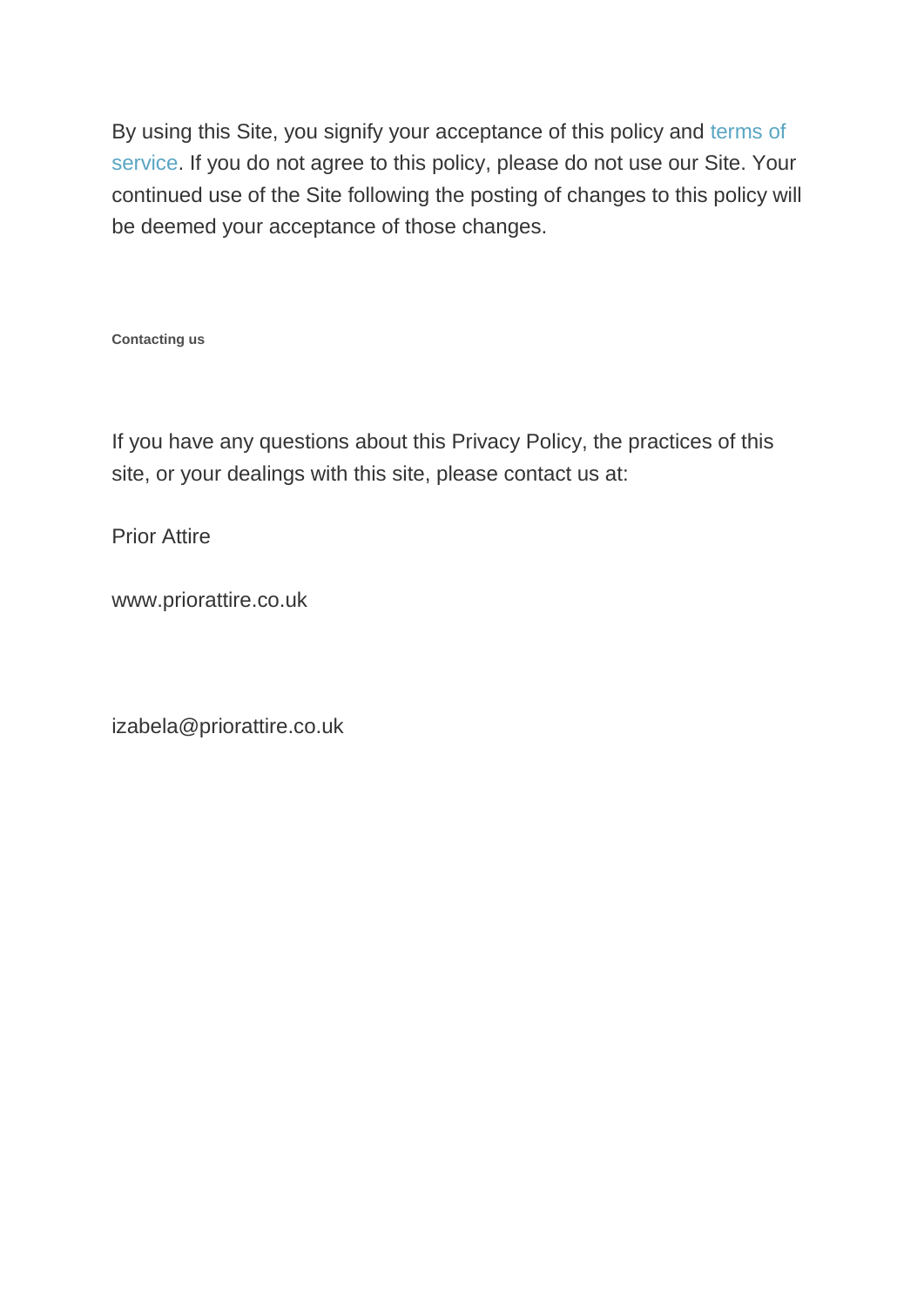By using this Site, you signify your acceptance of this policy and terms of service. If you do not agree to this policy, please do not use our Site. Your continued use of the Site following the posting of changes to this policy will be deemed your acceptance of those changes.

#### Contacting us

If you have any questions about this Privacy Policy, the practices of this site, or your dealings with this site, please contact us at:

Prior Attire

www.priorattire.co.uk

izabela@priorattire.co.uk